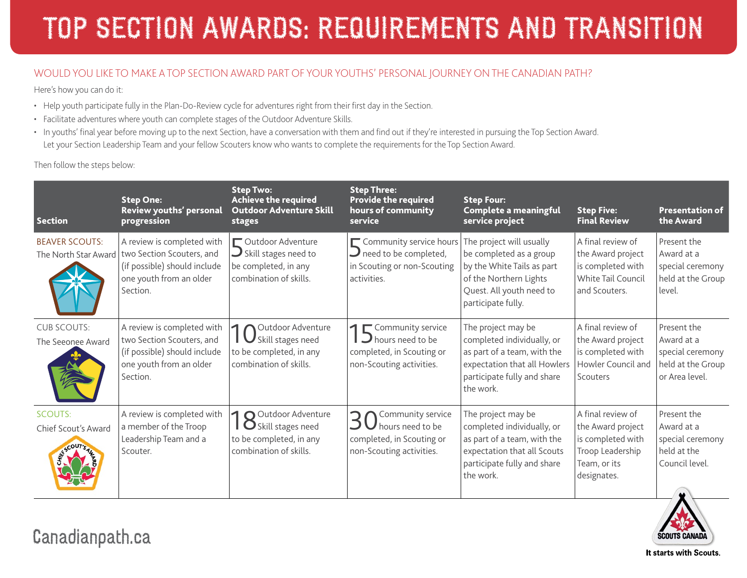# TOP SECTION AWARDS: REQUIREMENTS AND TRANSITION

## WOULD YOU LIKE TO MAKE A TOP SECTION AWARD PART OF YOUR YOUTHS' PERSONAL JOURNEY ON THE CANADIAN PATH?

Here's how you can do it:

- Help youth participate fully in the Plan-Do-Review cycle for adventures right from their first day in the Section.
- Facilitate adventures where youth can complete stages of the Outdoor Adventure Skills.
- In youths' final year before moving up to the next Section, have a conversation with them and find out if they're interested in pursuing the Top Section Award. Let your Section Leadership Team and your fellow Scouters know who wants to complete the requirements for the Top Section Award.

Then follow the steps below:

| Section | Step One: Review youths' personal progression | Step Two: Achieve the required Outdoor Adventure Skill stages | Step Three: Provide the required hours of community service | Step Four: Complete a meaningful service project | Step Five: Final Review | Presentation of the Award |
|---|---|---|---|---|---|---|
| BEAVER SCOUTS: The North Star Award | A review is completed with two Section Scouters, and (if possible) should include one youth from an older Section. | 5 Outdoor Adventure Skill stages need to be completed, in any combination of skills. | 5 Community service hours need to be completed, in Scouting or non-Scouting activities. | The project will usually be completed as a group by the White Tails as part of the Northern Lights Quest. All youth need to participate fully. | A final review of the Award project is completed with White Tail Council and Scouters. | Present the Award at a special ceremony held at the Group level. |
| CUB SCOUTS: The Seeonee Award | A review is completed with two Section Scouters, and (if possible) should include one youth from an older Section. | 10 Outdoor Adventure Skill stages need to be completed, in any combination of skills. | 15 Community service hours need to be completed, in Scouting or non-Scouting activities. | The project may be completed individually, or as part of a team, with the expectation that all Howlers participate fully and share the work. | A final review of the Award project is completed with Howler Council and Scouters | Present the Award at a special ceremony held at the Group or Area level. |
| SCOUTS: Chief Scout's Award | A review is completed with a member of the Troop Leadership Team and a Scouter. | 18 Outdoor Adventure Skill stages need to be completed, in any combination of skills. | 30 Community service hours need to be completed, in Scouting or non-Scouting activities. | The project may be completed individually, or as part of a team, with the expectation that all Scouts participate fully and share the work. | A final review of the Award project is completed with Troop Leadership Team, or its designates. | Present the Award at a special ceremony held at the Council level. |

Canadianpath.ca

SCOUTS CANADA

It starts with Scouts.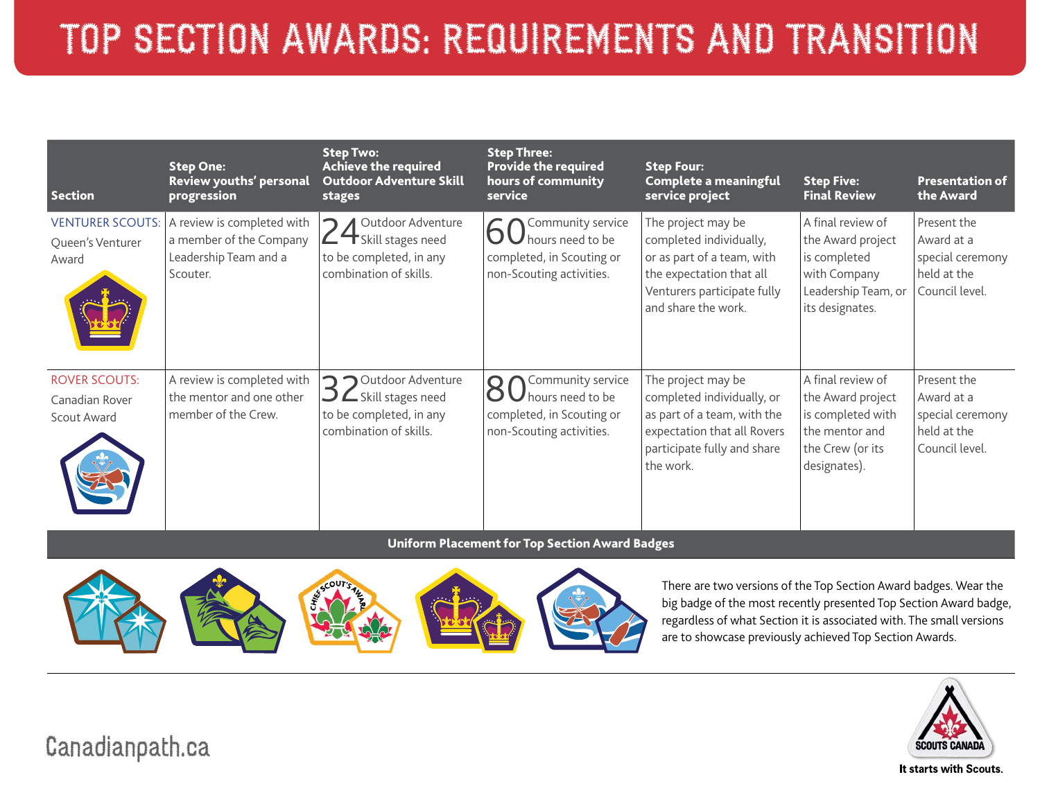# TOP SECTION AWARDS: REQUIREMENTS AND TRANSITION

| Section | Step One: Review youths' personal progression | Step Two: Achieve the required Outdoor Adventure Skill stages | Step Three: Provide the required hours of community service | Step Four: Complete a meaningful service project | Step Five: Final Review | Presentation of the Award |
|---|---|---|---|---|---|---|
| VENTURER SCOUTS: Queen's Venturer Award | A review is completed with a member of the Company Leadership Team and a Scouter. | 24 Outdoor Adventure Skill stages need to be completed, in any combination of skills. | 60 Community service hours need to be completed, in Scouting or non-Scouting activities. | The project may be completed individually, or as part of a team, with the expectation that all Venturers participate fully and share the work. | A final review of the Award project is completed with Company Leadership Team, or its designates. | Present the Award at a special ceremony held at the Council level. |
| ROVER SCOUTS: Canadian Rover Scout Award | A review is completed with the mentor and one other member of the Crew. | 32 Outdoor Adventure Skill stages need to be completed, in any combination of skills. | 80 Community service hours need to be completed, in Scouting or non-Scouting activities. | The project may be completed individually, or as part of a team, with the expectation that all Rovers participate fully and share the work. | A final review of the Award project is completed with the mentor and the Crew (or its designates). | Present the Award at a special ceremony held at the Council level. |

## Uniform Placement for Top Section Award Badges

There are two versions of the Top Section Award badges. Wear the big badge of the most recently presented Top Section Award badge, regardless of what Section it is associated with. The small versions are to showcase previously achieved Top Section Awards.

Canadianpath.ca

SCOUTS CANADA

It starts with Scouts.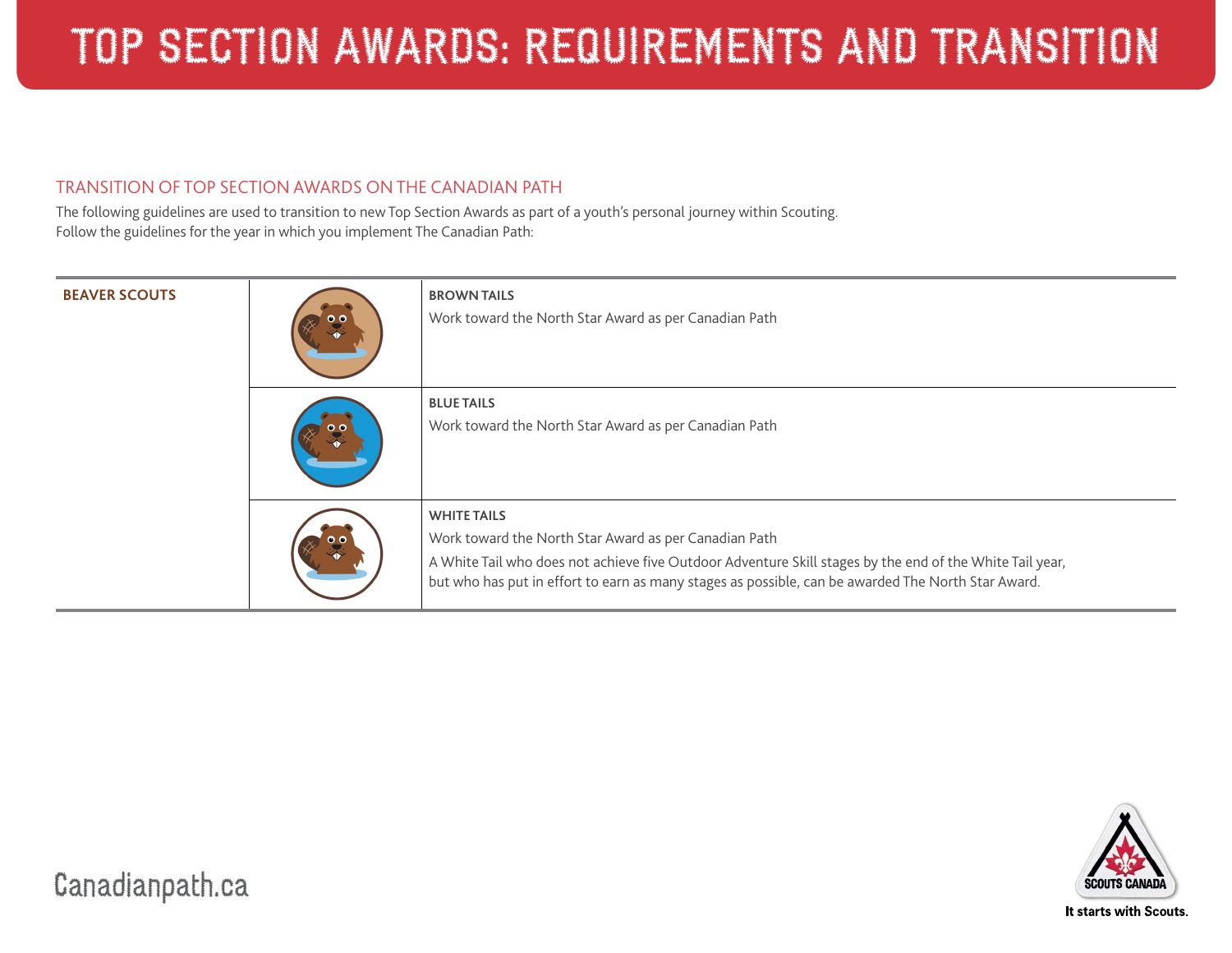# TOP SECTION AWARDS: REQUIREMENTS AND TRANSITION

## TRANSITION OF TOP SECTION AWARDS ON THE CANADIAN PATH

The following guidelines are used to transition to new Top Section Awards as part of a youth's personal journey within Scouting.
Follow the guidelines for the year in which you implement The Canadian Path:

| | | |
|---|---|---|
| **BEAVER SCOUTS** | | **BROWN TAILS**<br>Work toward the North Star Award as per Canadian Path |
| | | **BLUE TAILS**<br>Work toward the North Star Award as per Canadian Path |
| | | **WHITE TAILS**<br>Work toward the North Star Award as per Canadian Path<br>A White Tail who does not achieve five Outdoor Adventure Skill stages by the end of the White Tail year, but who has put in effort to earn as many stages as possible, can be awarded The North Star Award. |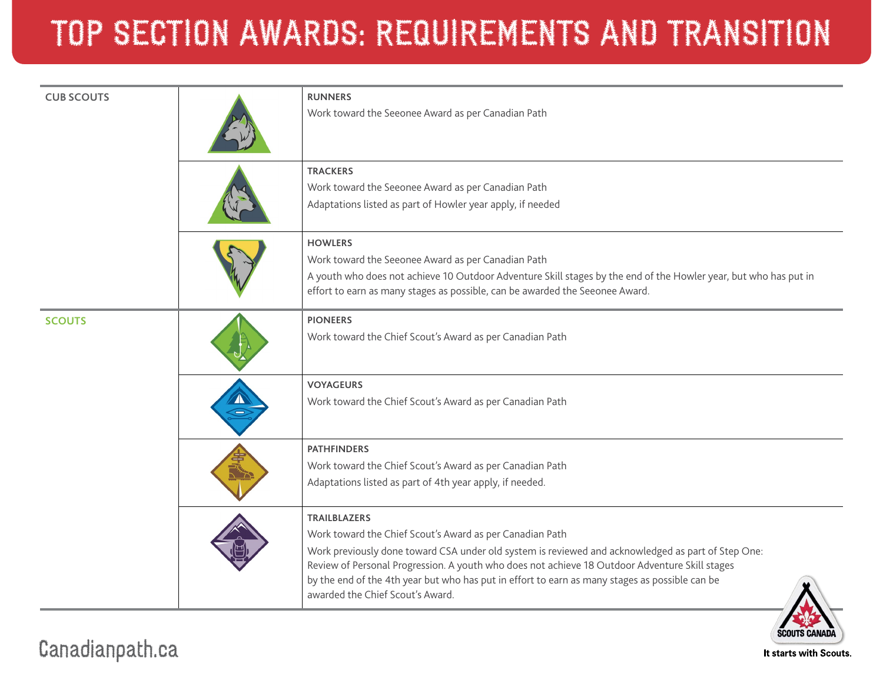# TOP SECTION AWARDS: REQUIREMENTS AND TRANSITION

| Section | Badge | Requirements |
|---|---|---|
| CUB SCOUTS | | **RUNNERS**<br>Work toward the Seeonee Award as per Canadian Path |
| | | **TRACKERS**<br>Work toward the Seeonee Award as per Canadian Path<br>Adaptations listed as part of Howler year apply, if needed |
| | | **HOWLERS**<br>Work toward the Seeonee Award as per Canadian Path<br>A youth who does not achieve 10 Outdoor Adventure Skill stages by the end of the Howler year, but who has put in effort to earn as many stages as possible, can be awarded the Seeonee Award. |
| SCOUTS | | **PIONEERS**<br>Work toward the Chief Scout's Award as per Canadian Path |
| | | **VOYAGEURS**<br>Work toward the Chief Scout's Award as per Canadian Path |
| | | **PATHFINDERS**<br>Work toward the Chief Scout's Award as per Canadian Path<br>Adaptations listed as part of 4th year apply, if needed. |
| | | **TRAILBLAZERS**<br>Work toward the Chief Scout's Award as per Canadian Path<br>Work previously done toward CSA under old system is reviewed and acknowledged as part of Step One: Review of Personal Progression. A youth who does not achieve 18 Outdoor Adventure Skill stages by the end of the 4th year but who has put in effort to earn as many stages as possible can be awarded the Chief Scout's Award. |

Canadianpath.ca

SCOUTS CANADA

It starts with Scouts.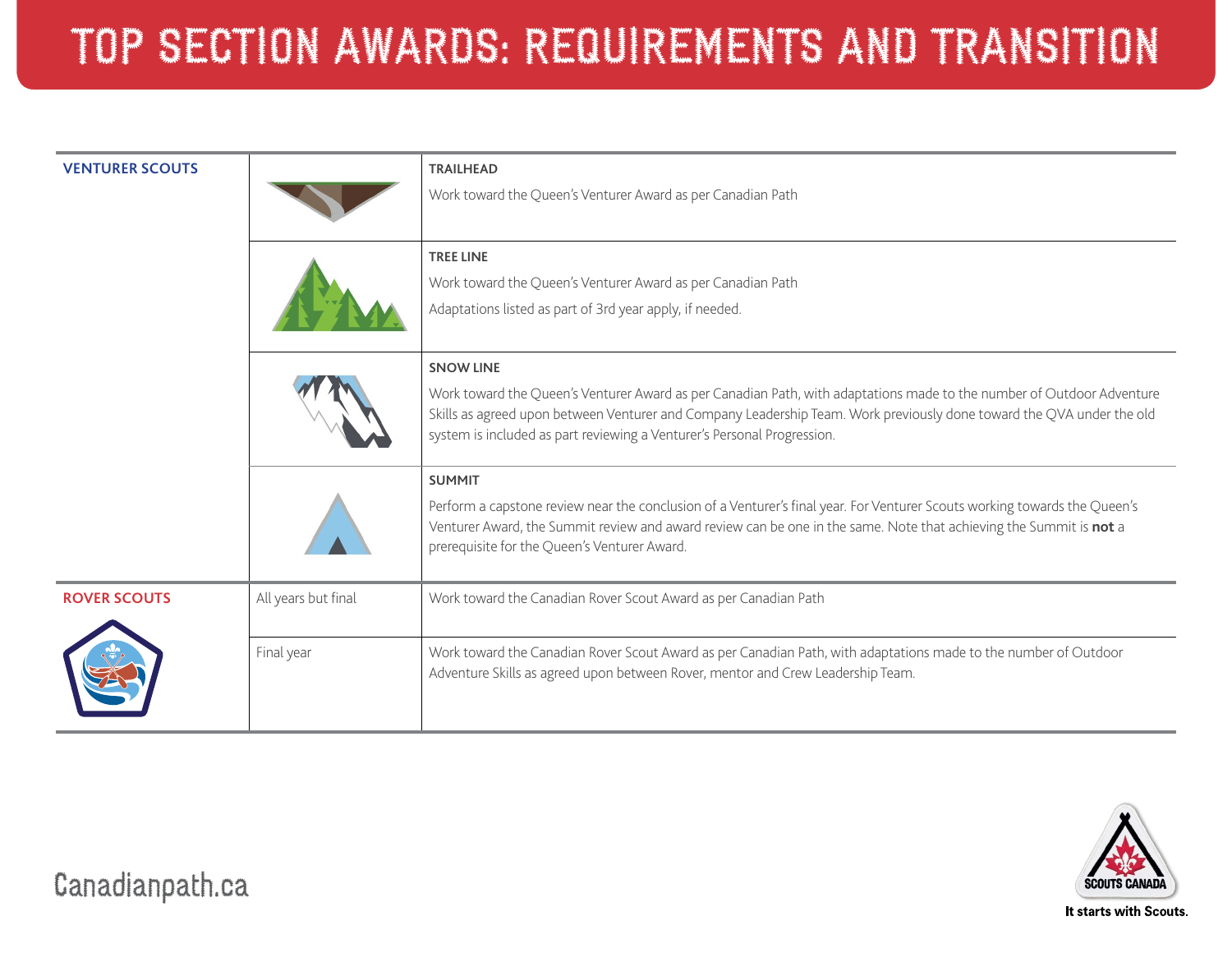# TOP SECTION AWARDS: REQUIREMENTS AND TRANSITION

| | | |
|---|---|---|
| **VENTURER SCOUTS** | | **TRAILHEAD**<br>Work toward the Queen's Venturer Award as per Canadian Path |
| | | **TREE LINE**<br>Work toward the Queen's Venturer Award as per Canadian Path<br>Adaptations listed as part of 3rd year apply, if needed. |
| | | **SNOW LINE**<br>Work toward the Queen's Venturer Award as per Canadian Path, with adaptations made to the number of Outdoor Adventure Skills as agreed upon between Venturer and Company Leadership Team. Work previously done toward the QVA under the old system is included as part reviewing a Venturer's Personal Progression. |
| | | **SUMMIT**<br>Perform a capstone review near the conclusion of a Venturer's final year. For Venturer Scouts working towards the Queen's Venturer Award, the Summit review and award review can be one in the same. Note that achieving the Summit is **not** a prerequisite for the Queen's Venturer Award. |
| **ROVER SCOUTS** | All years but final | Work toward the Canadian Rover Scout Award as per Canadian Path |
| | Final year | Work toward the Canadian Rover Scout Award as per Canadian Path, with adaptations made to the number of Outdoor Adventure Skills as agreed upon between Rover, mentor and Crew Leadership Team. |

Canadianpath.ca

SCOUTS CANADA

It starts with Scouts.